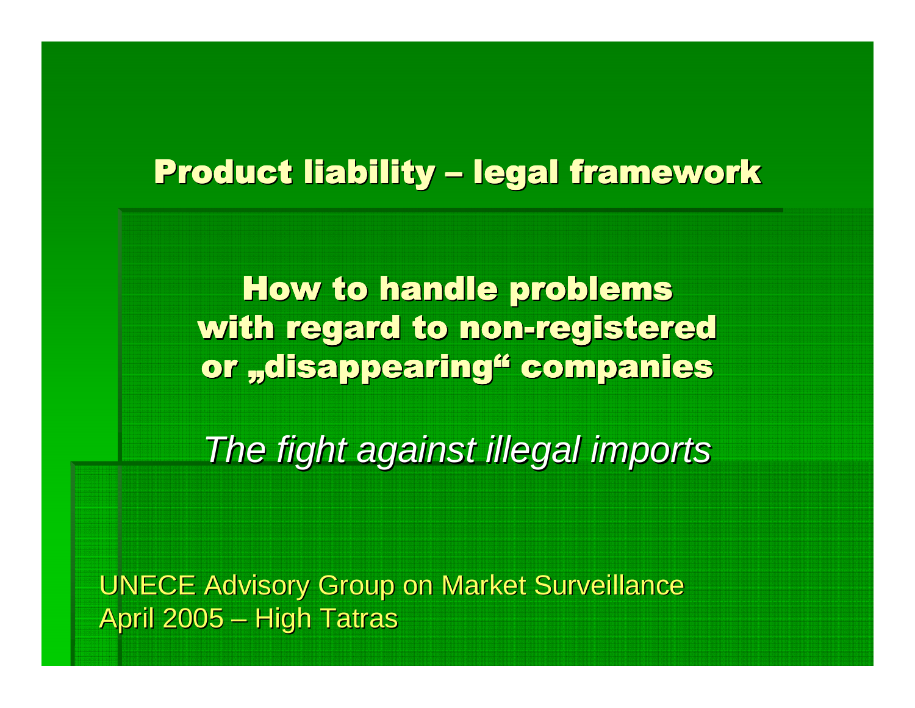# Product liability – legal framework

## How to handle problems with regard to non-registered or „disappearing“ companies

*The fight against illegal imports*

UNECE Advisory Group on Market Surveillance
April 2005 – High Tatras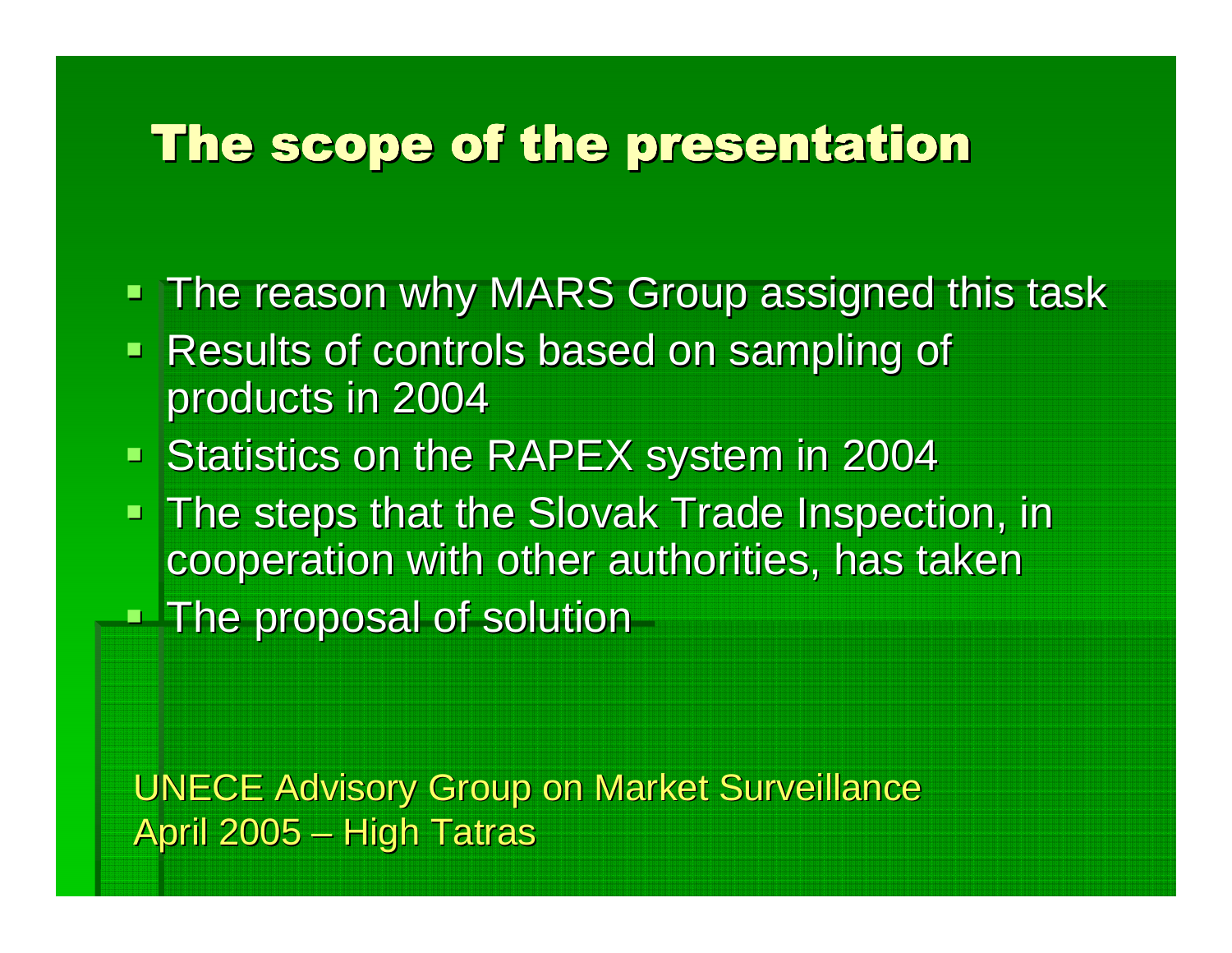# The scope of the presentation

- The reason why MARS Group assigned this task
- Results of controls based on sampling of products in 2004
- Statistics on the RAPEX system in 2004
- The steps that the Slovak Trade Inspection, in cooperation with other authorities, has taken
- The proposal of solution

UNECE Advisory Group on Market Surveillance
April 2005 – High Tatras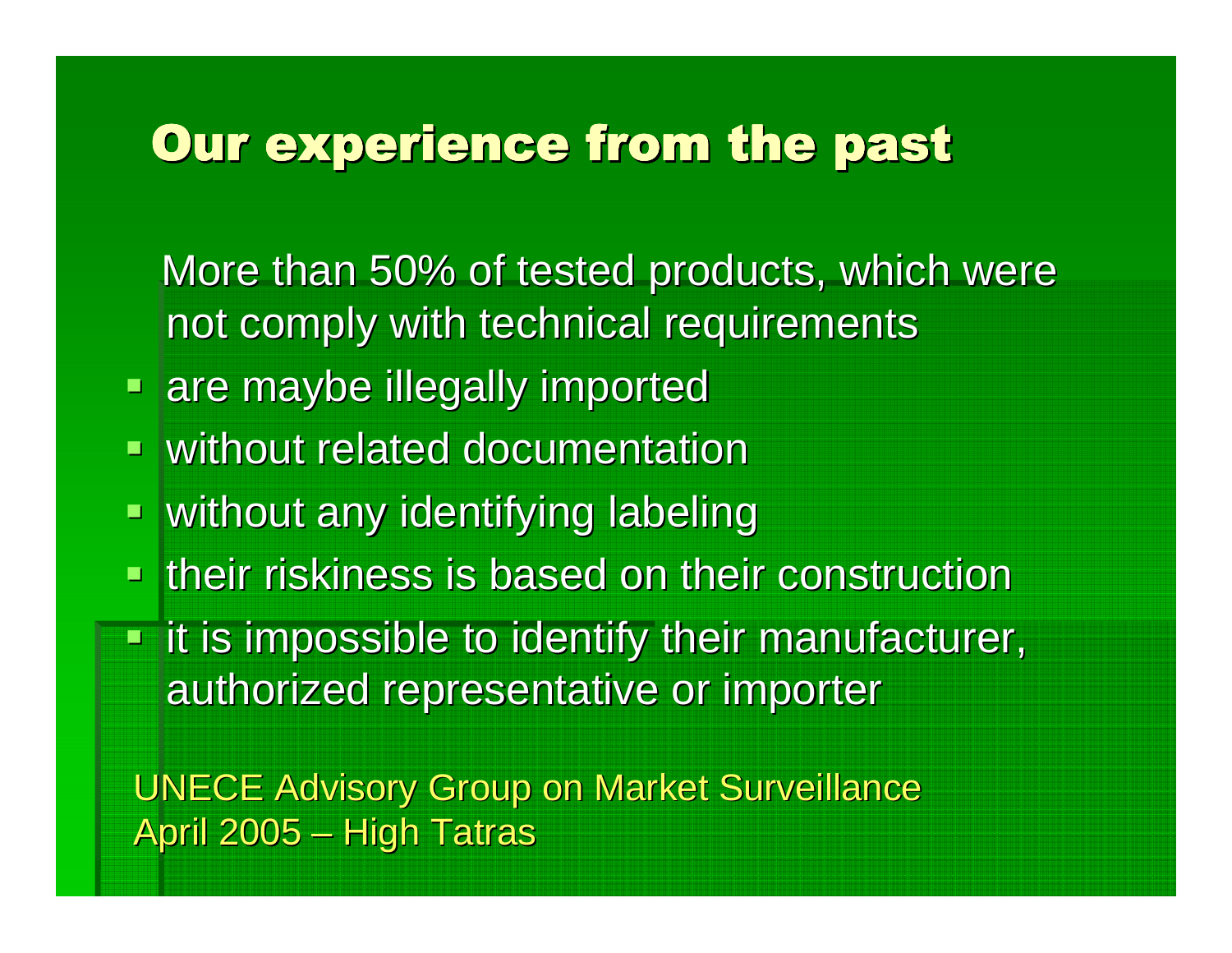## Our experience from the past

More than 50% of tested products, which were not comply with technical requirements

- are maybe illegally imported
- without related documentation
- without any identifying labeling
- their riskiness is based on their construction
- it is impossible to identify their manufacturer, authorized representative or importer

UNECE Advisory Group on Market Surveillance
April 2005 – High Tatras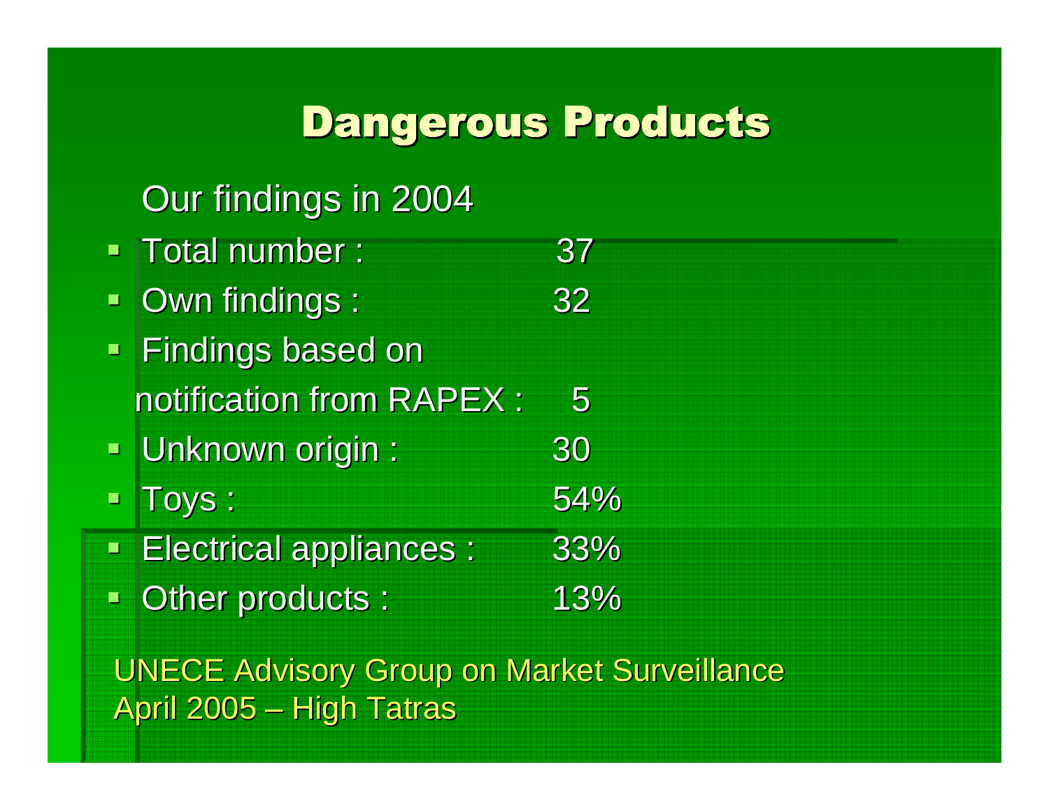# Dangerous Products

Our findings in 2004

- Total number : 37
- Own findings : 32
- Findings based on notification from RAPEX : 5
- Unknown origin : 30
- Toys : 54%
- Electrical appliances : 33%
- Other products : 13%

UNECE Advisory Group on Market Surveillance
April 2005 – High Tatras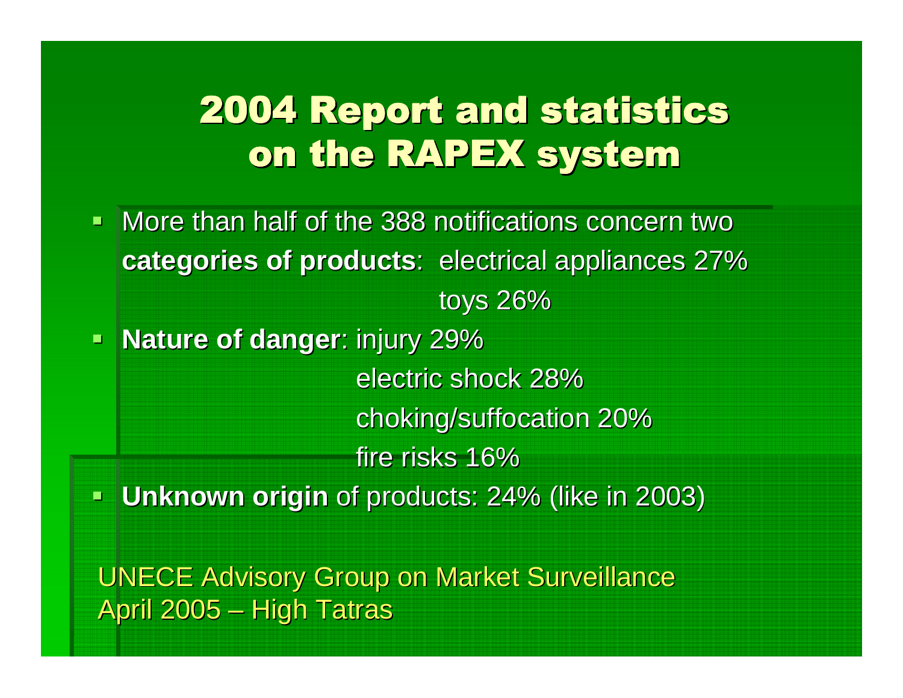# 2004 Report and statistics on the RAPEX system

- More than half of the 388 notifications concern two **categories of products**: electrical appliances 27%
  toys 26%
- **Nature of danger**: injury 29%
  electric shock 28%
  choking/suffocation 20%
  fire risks 16%
- **Unknown origin** of products: 24% (like in 2003)

UNECE Advisory Group on Market Surveillance
April 2005 – High Tatras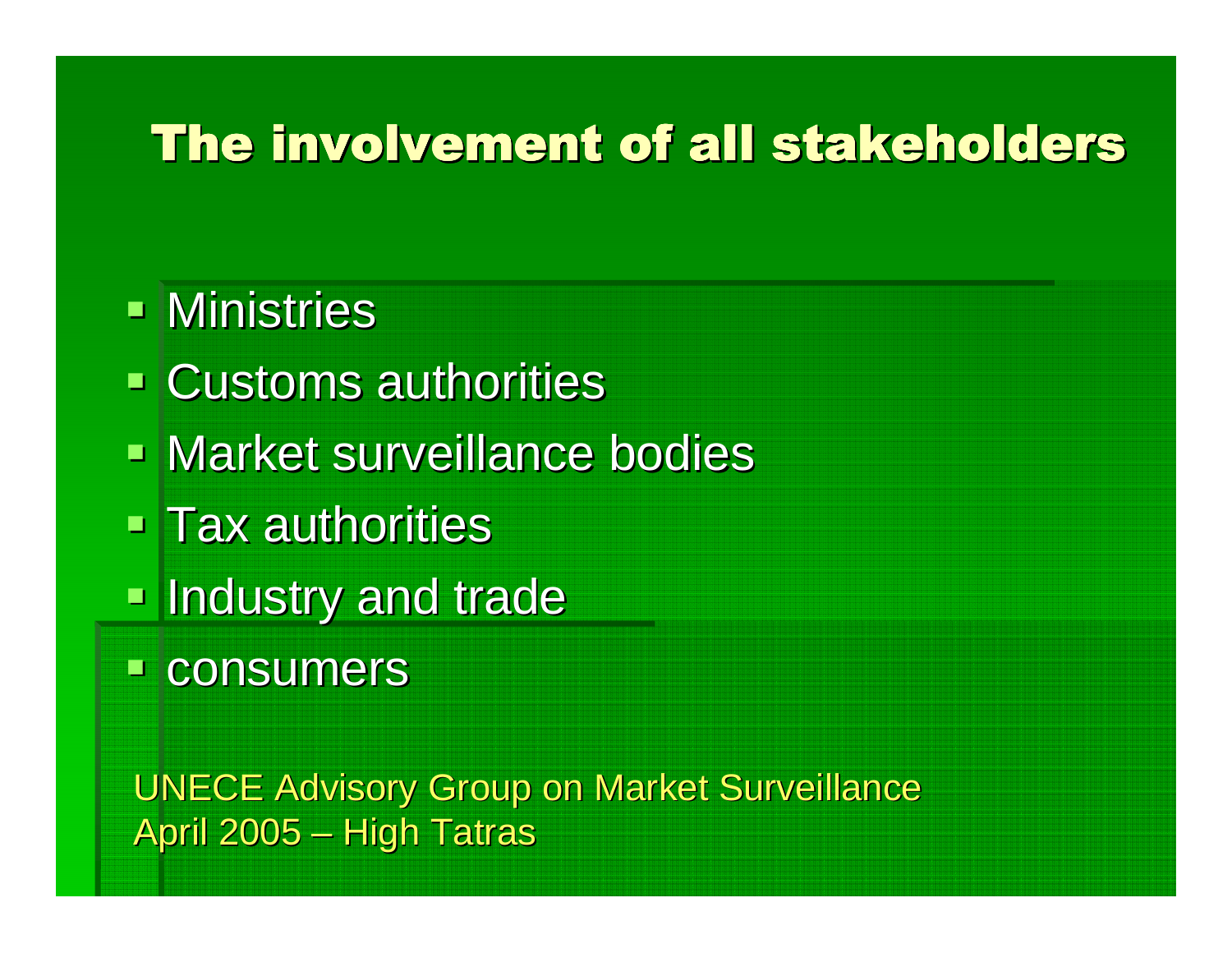# The involvement of all stakeholders

- Ministries
- Customs authorities
- Market surveillance bodies
- Tax authorities
- Industry and trade
- consumers

UNECE Advisory Group on Market Surveillance
April 2005 – High Tatras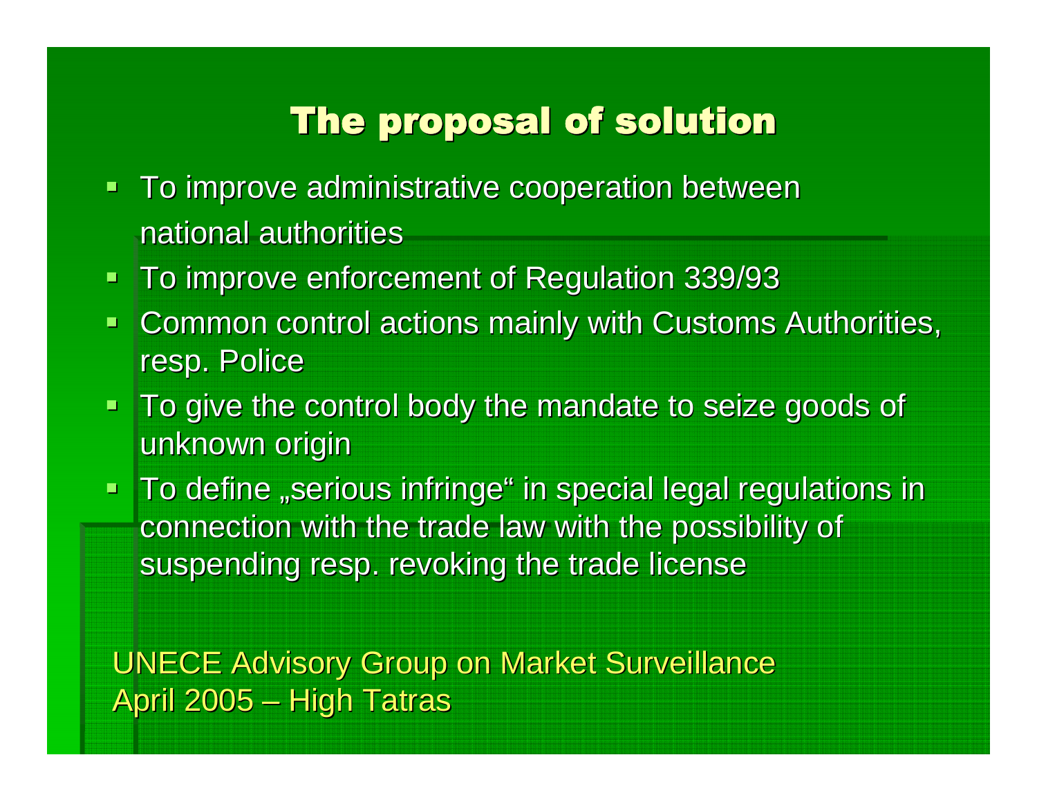## The proposal of solution

- To improve administrative cooperation between national authorities
- To improve enforcement of Regulation 339/93
- Common control actions mainly with Customs Authorities, resp. Police
- To give the control body the mandate to seize goods of unknown origin
- To define „serious infringe" in special legal regulations in connection with the trade law with the possibility of suspending resp. revoking the trade license

UNECE Advisory Group on Market Surveillance
April 2005 – High Tatras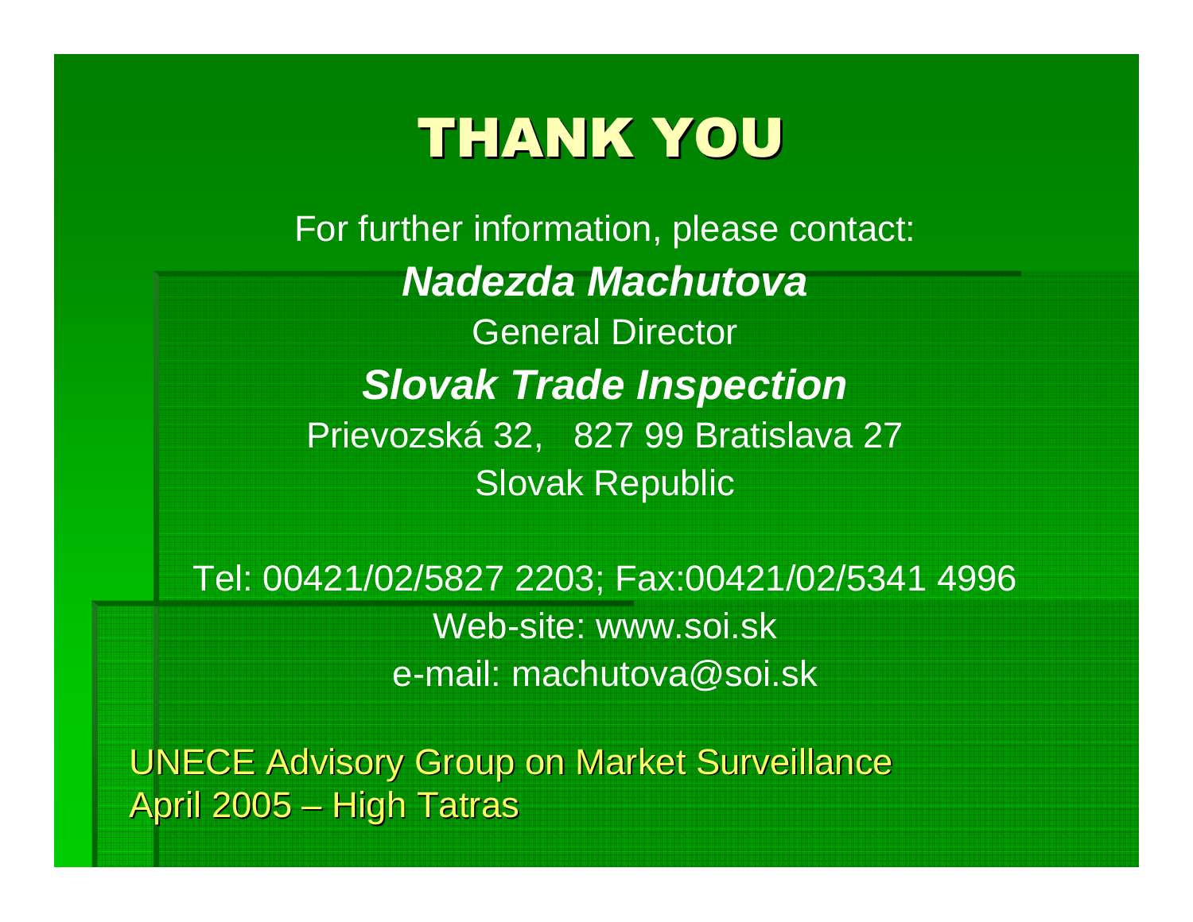# THANK YOU

For further information, please contact:

***Nadezda Machutova***

General Director

***Slovak Trade Inspection***

Prievozská 32, 827 99 Bratislava 27

Slovak Republic

Tel: 00421/02/5827 2203; Fax:00421/02/5341 4996

Web-site: www.soi.sk

e-mail: machutova@soi.sk

UNECE Advisory Group on Market Surveillance
April 2005 – High Tatras